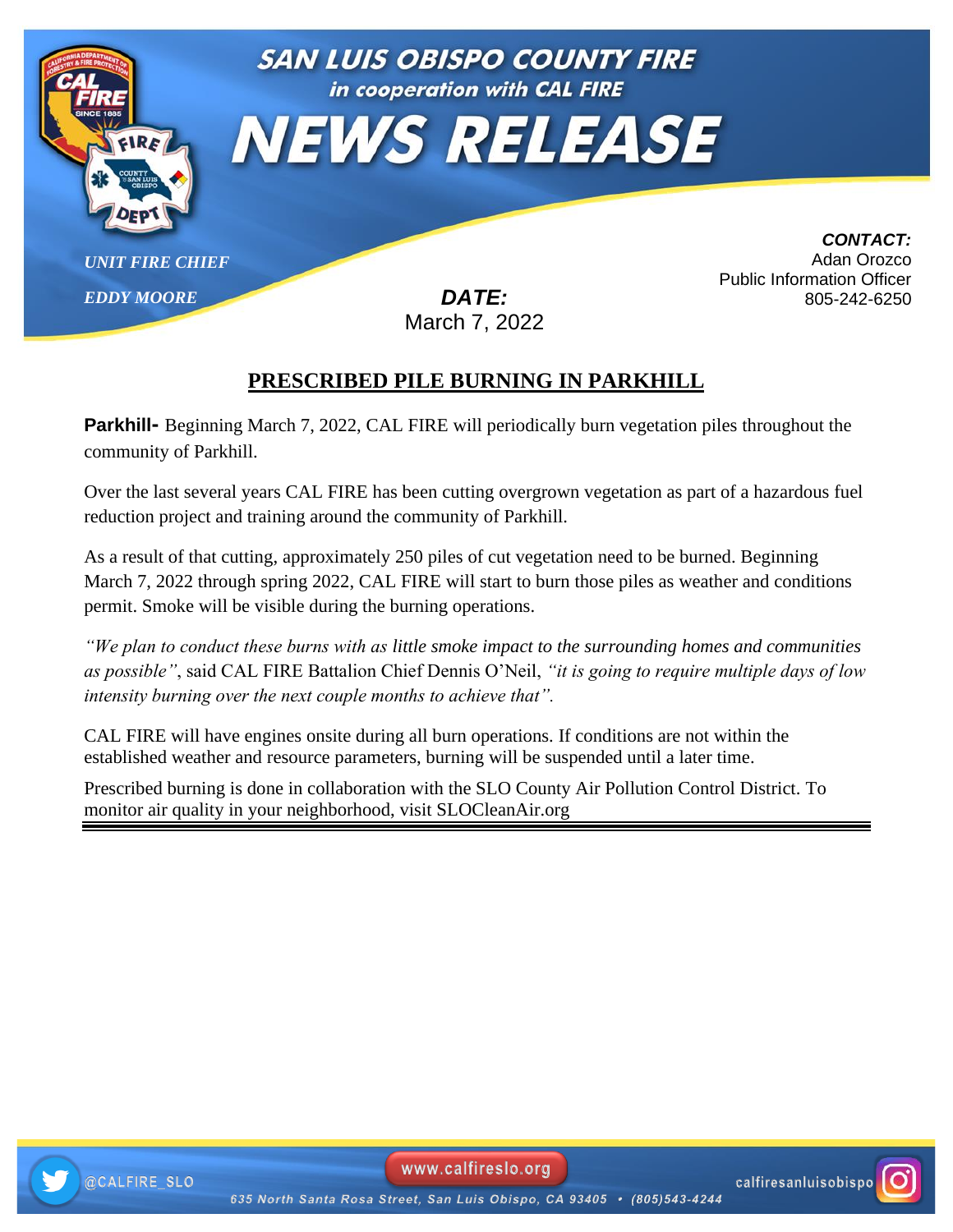# SAN LUIS OBISPO COUNTY FIRE

*in cooperation with CAL FIRE*

# NEWS RELEASE

*UNIT FIRE CHIEF*

*EDDY MOORE*

***DATE:***
March 7, 2022

***CONTACT:***
Adan Orozco
Public Information Officer
805-242-6250

## PRESCRIBED PILE BURNING IN PARKHILL

**Parkhill-** Beginning March 7, 2022, CAL FIRE will periodically burn vegetation piles throughout the community of Parkhill.

Over the last several years CAL FIRE has been cutting overgrown vegetation as part of a hazardous fuel reduction project and training around the community of Parkhill.

As a result of that cutting, approximately 250 piles of cut vegetation need to be burned. Beginning March 7, 2022 through spring 2022, CAL FIRE will start to burn those piles as weather and conditions permit. Smoke will be visible during the burning operations.

*"We plan to conduct these burns with as little smoke impact to the surrounding homes and communities as possible"*, said CAL FIRE Battalion Chief Dennis O'Neil, *"it is going to require multiple days of low intensity burning over the next couple months to achieve that".*

CAL FIRE will have engines onsite during all burn operations. If conditions are not within the established weather and resource parameters, burning will be suspended until a later time.

Prescribed burning is done in collaboration with the SLO County Air Pollution Control District. To monitor air quality in your neighborhood, visit SLOCleanAir.org

@CALFIRE_SLO    www.calfireslo.org    calfiresanluisobispo

635 North Santa Rosa Street, San Luis Obispo, CA 93405 • (805)543-4244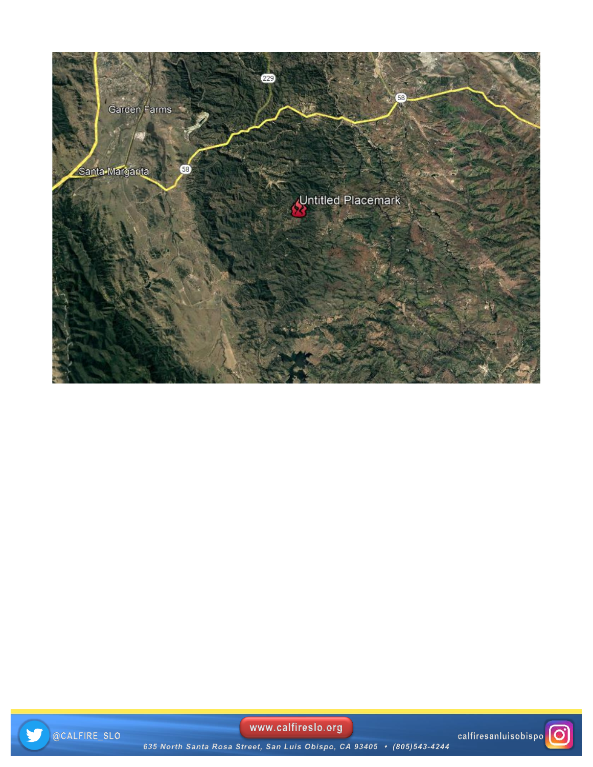229

58

Garden Farms

Santa Margarita

58

Untitled Placemark